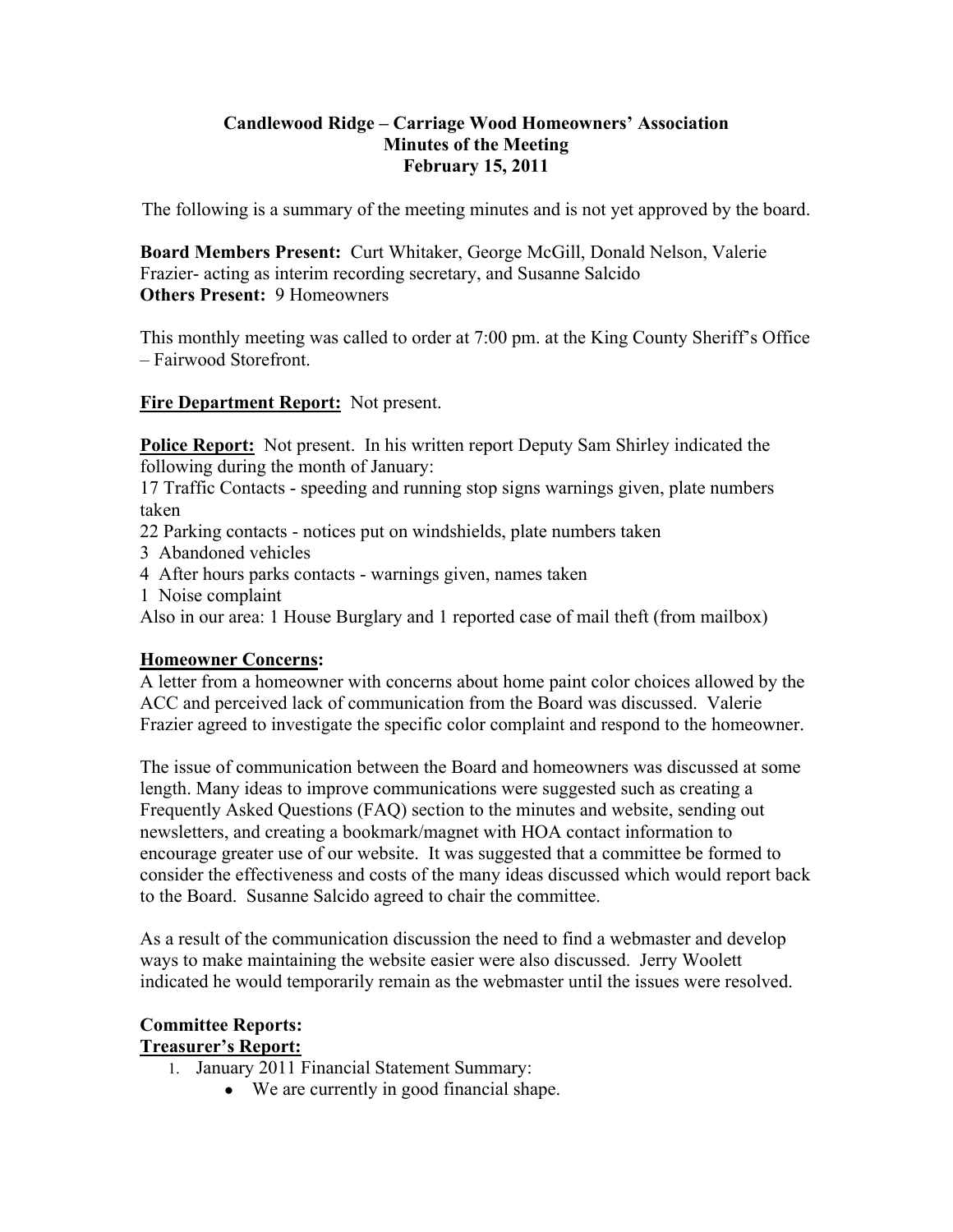# Candlewood Ridge – Carriage Wood Homeowners' Association
## Minutes of the Meeting
## February 15, 2011

The following is a summary of the meeting minutes and is not yet approved by the board.

**Board Members Present:** Curt Whitaker, George McGill, Donald Nelson, Valerie Frazier- acting as interim recording secretary, and Susanne Salcido
**Others Present:** 9 Homeowners

This monthly meeting was called to order at 7:00 pm. at the King County Sheriff's Office – Fairwood Storefront.

**Fire Department Report:** Not present.

**Police Report:** Not present. In his written report Deputy Sam Shirley indicated the following during the month of January:
17 Traffic Contacts - speeding and running stop signs warnings given, plate numbers taken
22 Parking contacts - notices put on windshields, plate numbers taken
3 Abandoned vehicles
4 After hours parks contacts - warnings given, names taken
1 Noise complaint
Also in our area: 1 House Burglary and 1 reported case of mail theft (from mailbox)

**Homeowner Concerns:**
A letter from a homeowner with concerns about home paint color choices allowed by the ACC and perceived lack of communication from the Board was discussed. Valerie Frazier agreed to investigate the specific color complaint and respond to the homeowner.

The issue of communication between the Board and homeowners was discussed at some length. Many ideas to improve communications were suggested such as creating a Frequently Asked Questions (FAQ) section to the minutes and website, sending out newsletters, and creating a bookmark/magnet with HOA contact information to encourage greater use of our website. It was suggested that a committee be formed to consider the effectiveness and costs of the many ideas discussed which would report back to the Board. Susanne Salcido agreed to chair the committee.

As a result of the communication discussion the need to find a webmaster and develop ways to make maintaining the website easier were also discussed. Jerry Woolett indicated he would temporarily remain as the webmaster until the issues were resolved.

**Committee Reports:**
**Treasurer's Report:**

1. January 2011 Financial Statement Summary:
   - We are currently in good financial shape.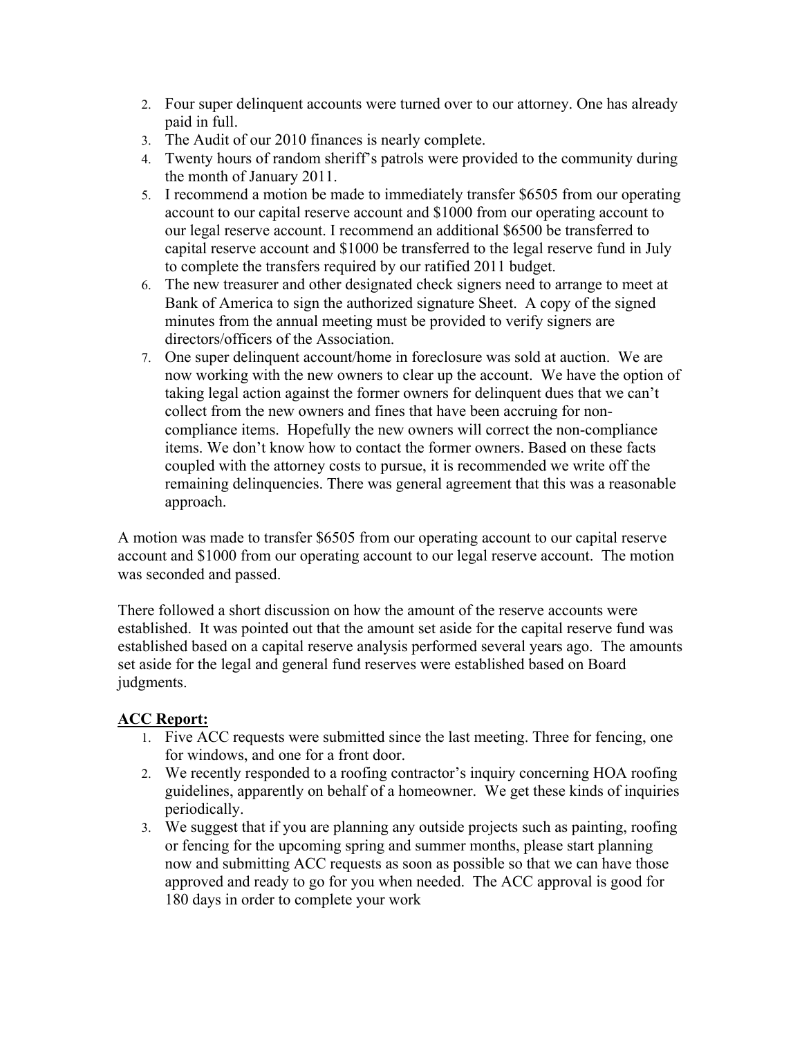2. Four super delinquent accounts were turned over to our attorney. One has already paid in full.
3. The Audit of our 2010 finances is nearly complete.
4. Twenty hours of random sheriff's patrols were provided to the community during the month of January 2011.
5. I recommend a motion be made to immediately transfer $6505 from our operating account to our capital reserve account and $1000 from our operating account to our legal reserve account. I recommend an additional $6500 be transferred to capital reserve account and $1000 be transferred to the legal reserve fund in July to complete the transfers required by our ratified 2011 budget.
6. The new treasurer and other designated check signers need to arrange to meet at Bank of America to sign the authorized signature Sheet. A copy of the signed minutes from the annual meeting must be provided to verify signers are directors/officers of the Association.
7. One super delinquent account/home in foreclosure was sold at auction. We are now working with the new owners to clear up the account. We have the option of taking legal action against the former owners for delinquent dues that we can't collect from the new owners and fines that have been accruing for non-compliance items. Hopefully the new owners will correct the non-compliance items. We don't know how to contact the former owners. Based on these facts coupled with the attorney costs to pursue, it is recommended we write off the remaining delinquencies. There was general agreement that this was a reasonable approach.

A motion was made to transfer $6505 from our operating account to our capital reserve account and $1000 from our operating account to our legal reserve account. The motion was seconded and passed.

There followed a short discussion on how the amount of the reserve accounts were established. It was pointed out that the amount set aside for the capital reserve fund was established based on a capital reserve analysis performed several years ago. The amounts set aside for the legal and general fund reserves were established based on Board judgments.

**ACC Report:**

1. Five ACC requests were submitted since the last meeting. Three for fencing, one for windows, and one for a front door.
2. We recently responded to a roofing contractor's inquiry concerning HOA roofing guidelines, apparently on behalf of a homeowner. We get these kinds of inquiries periodically.
3. We suggest that if you are planning any outside projects such as painting, roofing or fencing for the upcoming spring and summer months, please start planning now and submitting ACC requests as soon as possible so that we can have those approved and ready to go for you when needed. The ACC approval is good for 180 days in order to complete your work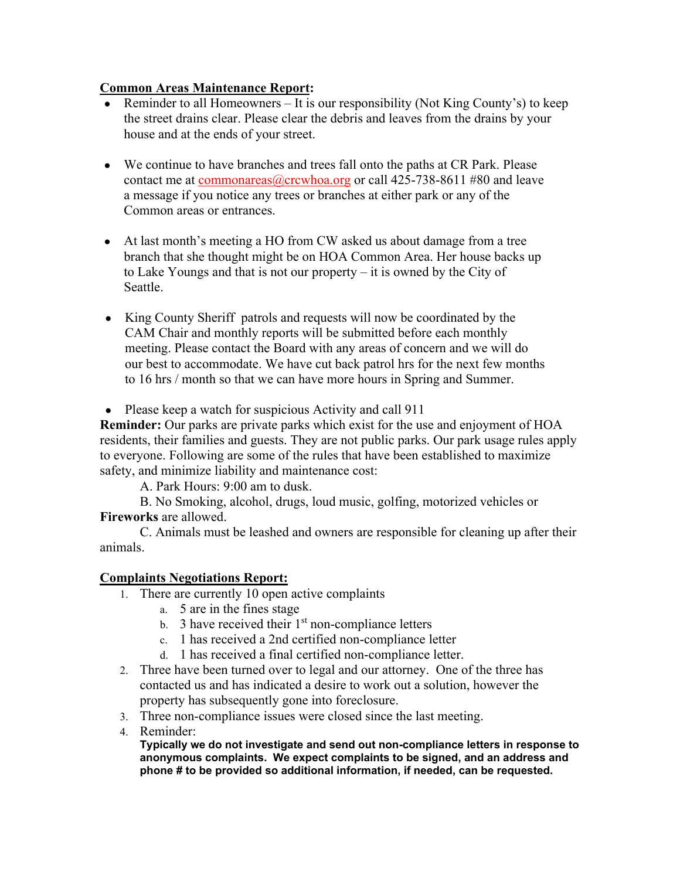**Common Areas Maintenance Report:**

- Reminder to all Homeowners – It is our responsibility (Not King County's) to keep the street drains clear. Please clear the debris and leaves from the drains by your house and at the ends of your street.

- We continue to have branches and trees fall onto the paths at CR Park. Please contact me at commonareas@crcwhoa.org or call 425-738-8611 #80 and leave a message if you notice any trees or branches at either park or any of the Common areas or entrances.

- At last month's meeting a HO from CW asked us about damage from a tree branch that she thought might be on HOA Common Area. Her house backs up to Lake Youngs and that is not our property – it is owned by the City of Seattle.

- King County Sheriff patrols and requests will now be coordinated by the CAM Chair and monthly reports will be submitted before each monthly meeting. Please contact the Board with any areas of concern and we will do our best to accommodate. We have cut back patrol hrs for the next few months to 16 hrs / month so that we can have more hours in Spring and Summer.

- Please keep a watch for suspicious Activity and call 911

**Reminder:** Our parks are private parks which exist for the use and enjoyment of HOA residents, their families and guests. They are not public parks. Our park usage rules apply to everyone. Following are some of the rules that have been established to maximize safety, and minimize liability and maintenance cost:

A. Park Hours: 9:00 am to dusk.

B. No Smoking, alcohol, drugs, loud music, golfing, motorized vehicles or **Fireworks** are allowed.

C. Animals must be leashed and owners are responsible for cleaning up after their animals.

**Complaints Negotiations Report:**

1. There are currently 10 open active complaints
   a. 5 are in the fines stage
   b. 3 have received their 1st non-compliance letters
   c. 1 has received a 2nd certified non-compliance letter
   d. 1 has received a final certified non-compliance letter.
2. Three have been turned over to legal and our attorney. One of the three has contacted us and has indicated a desire to work out a solution, however the property has subsequently gone into foreclosure.
3. Three non-compliance issues were closed since the last meeting.
4. Reminder:
   **Typically we do not investigate and send out non-compliance letters in response to anonymous complaints. We expect complaints to be signed, and an address and phone # to be provided so additional information, if needed, can be requested.**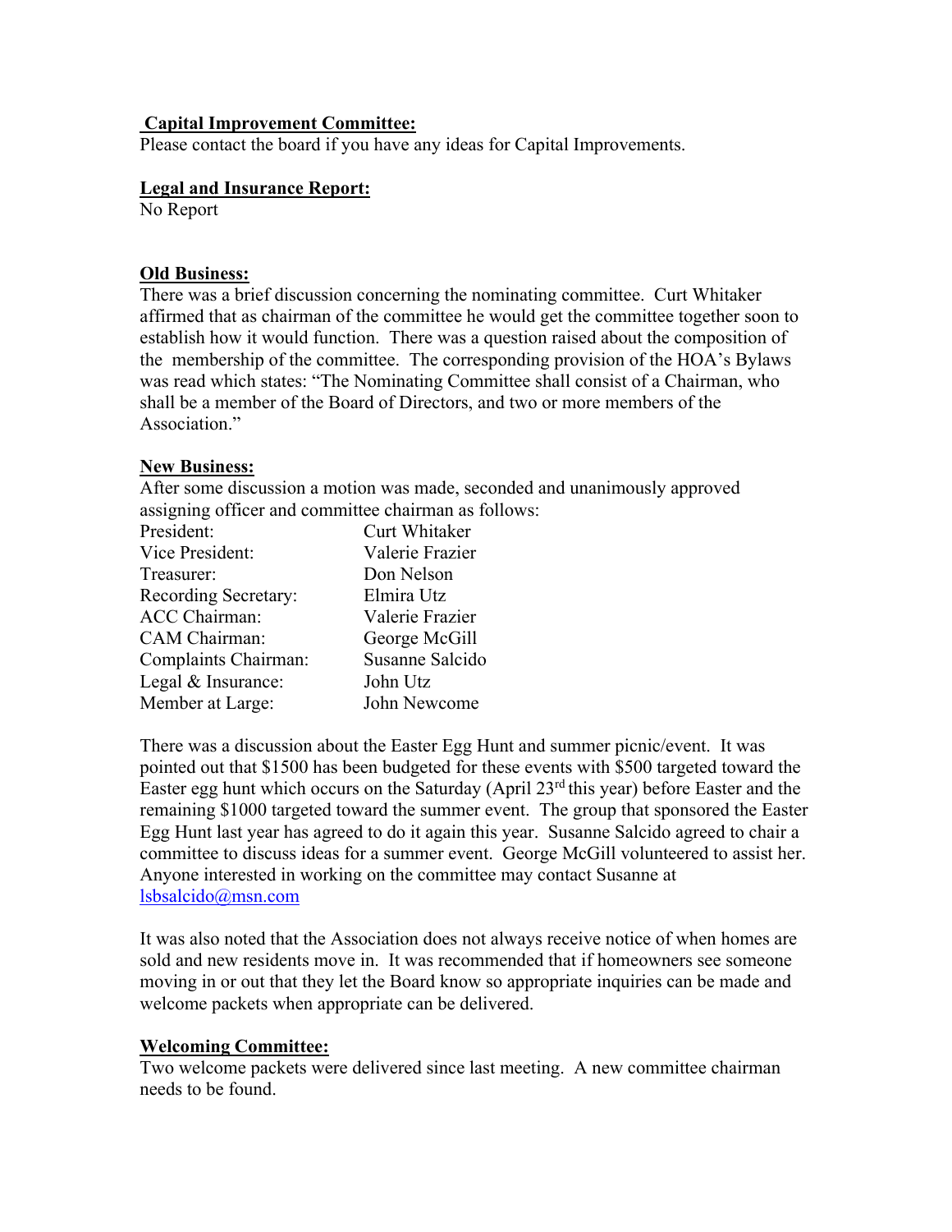**Capital Improvement Committee:**
Please contact the board if you have any ideas for Capital Improvements.

**Legal and Insurance Report:**
No Report

**Old Business:**
There was a brief discussion concerning the nominating committee. Curt Whitaker affirmed that as chairman of the committee he would get the committee together soon to establish how it would function. There was a question raised about the composition of the membership of the committee. The corresponding provision of the HOA's Bylaws was read which states: "The Nominating Committee shall consist of a Chairman, who shall be a member of the Board of Directors, and two or more members of the Association."

**New Business:**
After some discussion a motion was made, seconded and unanimously approved assigning officer and committee chairman as follows:

| | |
|---|---|
| President: | Curt Whitaker |
| Vice President: | Valerie Frazier |
| Treasurer: | Don Nelson |
| Recording Secretary: | Elmira Utz |
| ACC Chairman: | Valerie Frazier |
| CAM Chairman: | George McGill |
| Complaints Chairman: | Susanne Salcido |
| Legal & Insurance: | John Utz |
| Member at Large: | John Newcome |

There was a discussion about the Easter Egg Hunt and summer picnic/event. It was pointed out that $1500 has been budgeted for these events with $500 targeted toward the Easter egg hunt which occurs on the Saturday (April 23rd this year) before Easter and the remaining $1000 targeted toward the summer event. The group that sponsored the Easter Egg Hunt last year has agreed to do it again this year. Susanne Salcido agreed to chair a committee to discuss ideas for a summer event. George McGill volunteered to assist her. Anyone interested in working on the committee may contact Susanne at lsbsalcido@msn.com

It was also noted that the Association does not always receive notice of when homes are sold and new residents move in. It was recommended that if homeowners see someone moving in or out that they let the Board know so appropriate inquiries can be made and welcome packets when appropriate can be delivered.

**Welcoming Committee:**
Two welcome packets were delivered since last meeting. A new committee chairman needs to be found.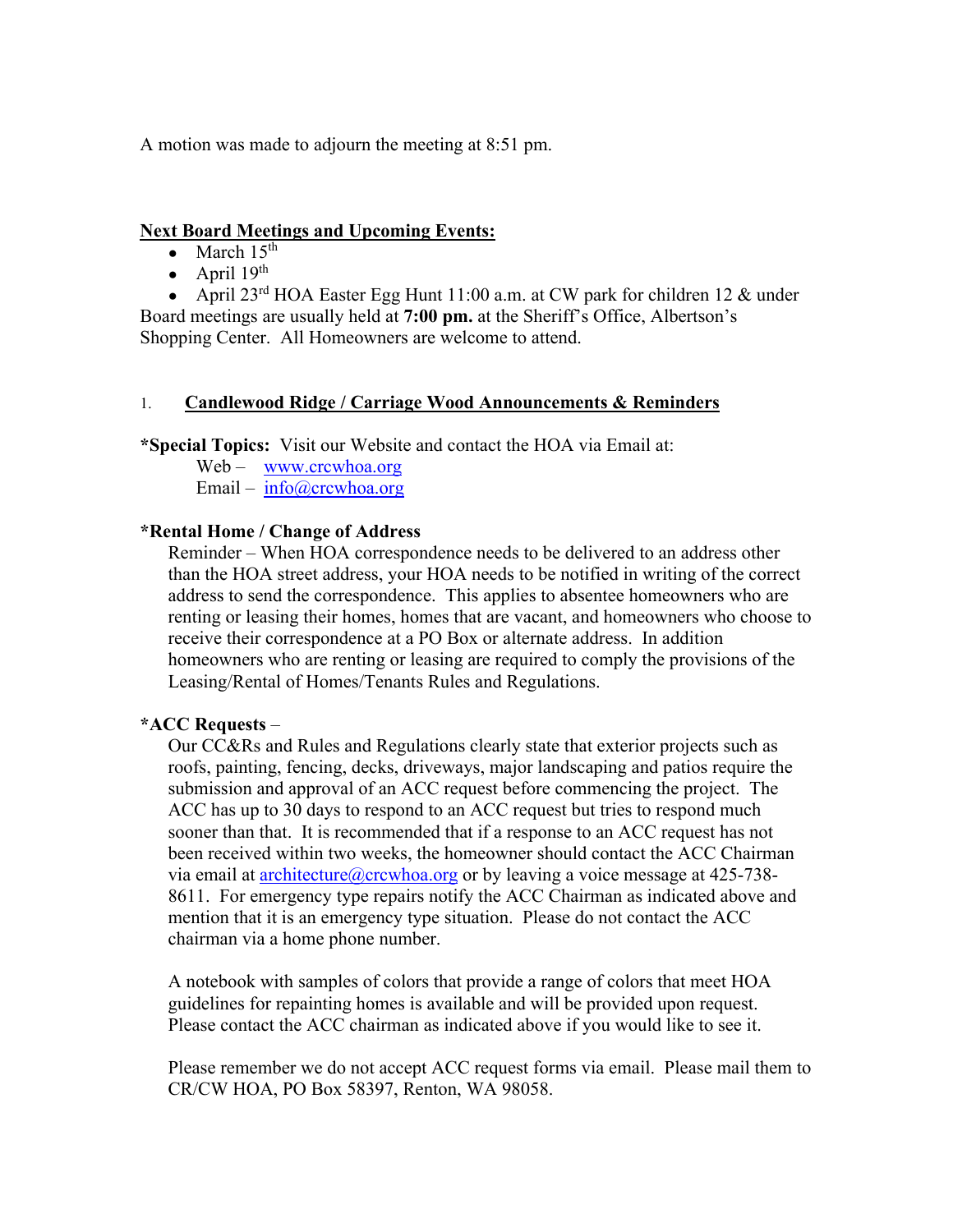A motion was made to adjourn the meeting at 8:51 pm.

**Next Board Meetings and Upcoming Events:**

- March 15th
- April 19th
- April 23rd HOA Easter Egg Hunt 11:00 a.m. at CW park for children 12 & under

Board meetings are usually held at **7:00 pm.** at the Sheriff's Office, Albertson's Shopping Center. All Homeowners are welcome to attend.

## 1. Candlewood Ridge / Carriage Wood Announcements & Reminders

***Special Topics:** Visit our Website and contact the HOA via Email at:

Web – www.crcwhoa.org
Email – info@crcwhoa.org

***Rental Home / Change of Address**

Reminder – When HOA correspondence needs to be delivered to an address other than the HOA street address, your HOA needs to be notified in writing of the correct address to send the correspondence. This applies to absentee homeowners who are renting or leasing their homes, homes that are vacant, and homeowners who choose to receive their correspondence at a PO Box or alternate address. In addition homeowners who are renting or leasing are required to comply the provisions of the Leasing/Rental of Homes/Tenants Rules and Regulations.

***ACC Requests** –

Our CC&Rs and Rules and Regulations clearly state that exterior projects such as roofs, painting, fencing, decks, driveways, major landscaping and patios require the submission and approval of an ACC request before commencing the project. The ACC has up to 30 days to respond to an ACC request but tries to respond much sooner than that. It is recommended that if a response to an ACC request has not been received within two weeks, the homeowner should contact the ACC Chairman via email at architecture@crcwhoa.org or by leaving a voice message at 425-738-8611. For emergency type repairs notify the ACC Chairman as indicated above and mention that it is an emergency type situation. Please do not contact the ACC chairman via a home phone number.

A notebook with samples of colors that provide a range of colors that meet HOA guidelines for repainting homes is available and will be provided upon request. Please contact the ACC chairman as indicated above if you would like to see it.

Please remember we do not accept ACC request forms via email. Please mail them to CR/CW HOA, PO Box 58397, Renton, WA 98058.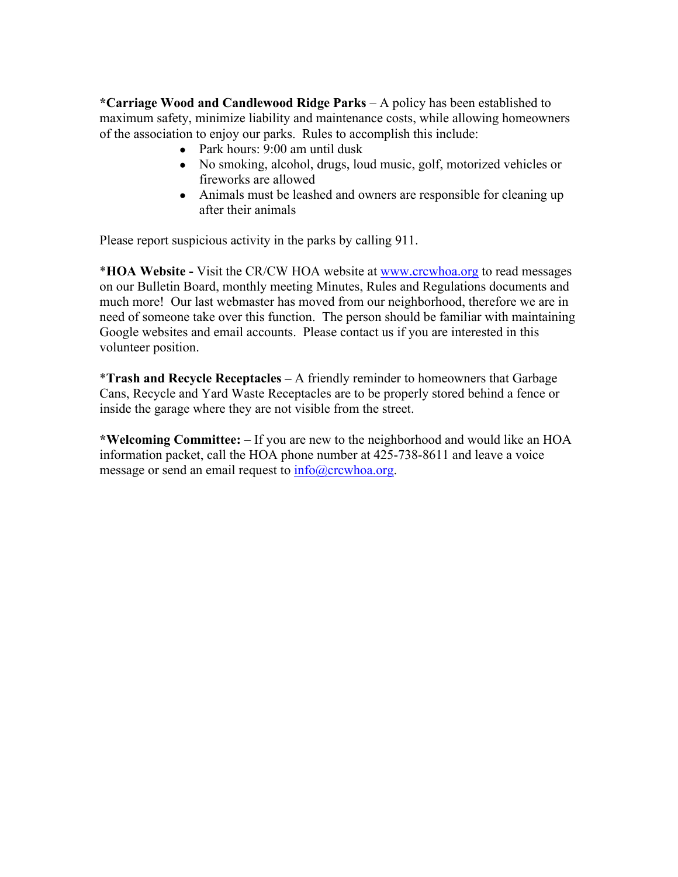***Carriage Wood and Candlewood Ridge Parks** – A policy has been established to maximum safety, minimize liability and maintenance costs, while allowing homeowners of the association to enjoy our parks. Rules to accomplish this include:

- Park hours: 9:00 am until dusk
- No smoking, alcohol, drugs, loud music, golf, motorized vehicles or fireworks are allowed
- Animals must be leashed and owners are responsible for cleaning up after their animals

Please report suspicious activity in the parks by calling 911.

***HOA Website -** Visit the CR/CW HOA website at [www.crcwhoa.org](http://www.crcwhoa.org) to read messages on our Bulletin Board, monthly meeting Minutes, Rules and Regulations documents and much more! Our last webmaster has moved from our neighborhood, therefore we are in need of someone take over this function. The person should be familiar with maintaining Google websites and email accounts. Please contact us if you are interested in this volunteer position.

***Trash and Recycle Receptacles –** A friendly reminder to homeowners that Garbage Cans, Recycle and Yard Waste Receptacles are to be properly stored behind a fence or inside the garage where they are not visible from the street.

***Welcoming Committee:** – If you are new to the neighborhood and would like an HOA information packet, call the HOA phone number at 425-738-8611 and leave a voice message or send an email request to [info@crcwhoa.org](mailto:info@crcwhoa.org).